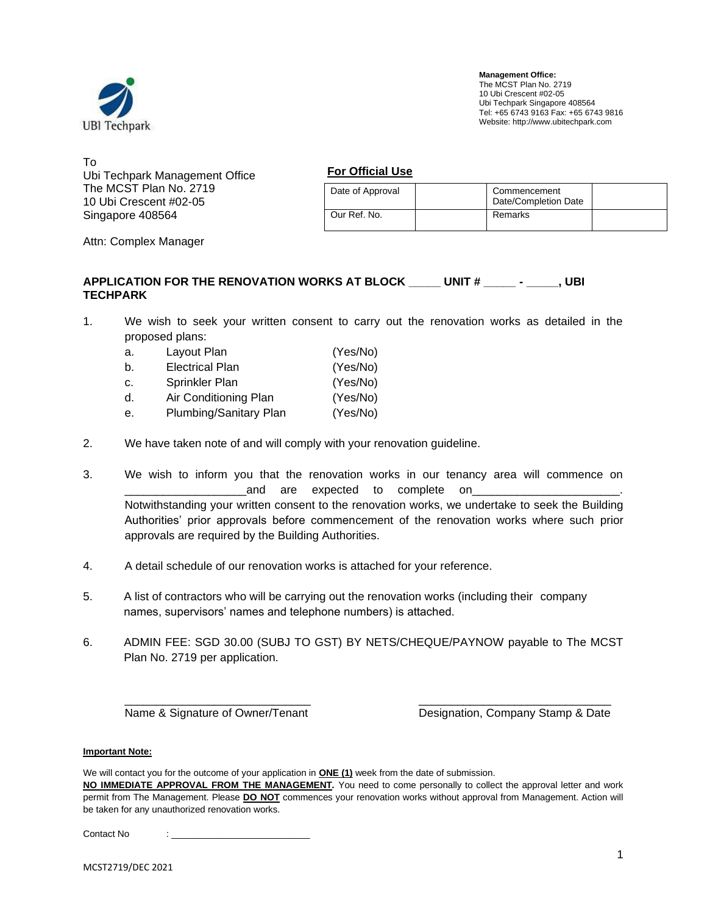UBI Techpark

**Management Office:**
The MCST Plan No. 2719
10 Ubi Crescent #02-05
Ubi Techpark Singapore 408564
Tel: +65 6743 9163 Fax: +65 6743 9816
Website: http://www.ubitechpark.com

To
Ubi Techpark Management Office
The MCST Plan No. 2719
10 Ubi Crescent #02-05
Singapore 408564

Attn: Complex Manager

**For Official Use**

| Date of Approval | | Commencement Date/Completion Date | |
|---|---|---|---|
| Our Ref. No. | | Remarks | |

**APPLICATION FOR THE RENOVATION WORKS AT BLOCK _____ UNIT # _____ - _____, UBI TECHPARK**

1. We wish to seek your written consent to carry out the renovation works as detailed in the proposed plans:
   a. Layout Plan (Yes/No)
   b. Electrical Plan (Yes/No)
   c. Sprinkler Plan (Yes/No)
   d. Air Conditioning Plan (Yes/No)
   e. Plumbing/Sanitary Plan (Yes/No)

2. We have taken note of and will comply with your renovation guideline.

3. We wish to inform you that the renovation works in our tenancy area will commence on ___________________and are expected to complete on______________________. Notwithstanding your written consent to the renovation works, we undertake to seek the Building Authorities' prior approvals before commencement of the renovation works where such prior approvals are required by the Building Authorities.

4. A detail schedule of our renovation works is attached for your reference.

5. A list of contractors who will be carrying out the renovation works (including their company names, supervisors' names and telephone numbers) is attached.

6. ADMIN FEE: SGD 30.00 (SUBJ TO GST) BY NETS/CHEQUE/PAYNOW payable to The MCST Plan No. 2719 per application.

_____________________________ Name & Signature of Owner/Tenant

_____________________________ Designation, Company Stamp & Date

**Important Note:**

We will contact you for the outcome of your application in **ONE (1)** week from the date of submission.
**NO IMMEDIATE APPROVAL FROM THE MANAGEMENT.** You need to come personally to collect the approval letter and work permit from The Management. Please **DO NOT** commences your renovation works without approval from Management. Action will be taken for any unauthorized renovation works.

Contact No : _________________________

MCST2719/DEC 2021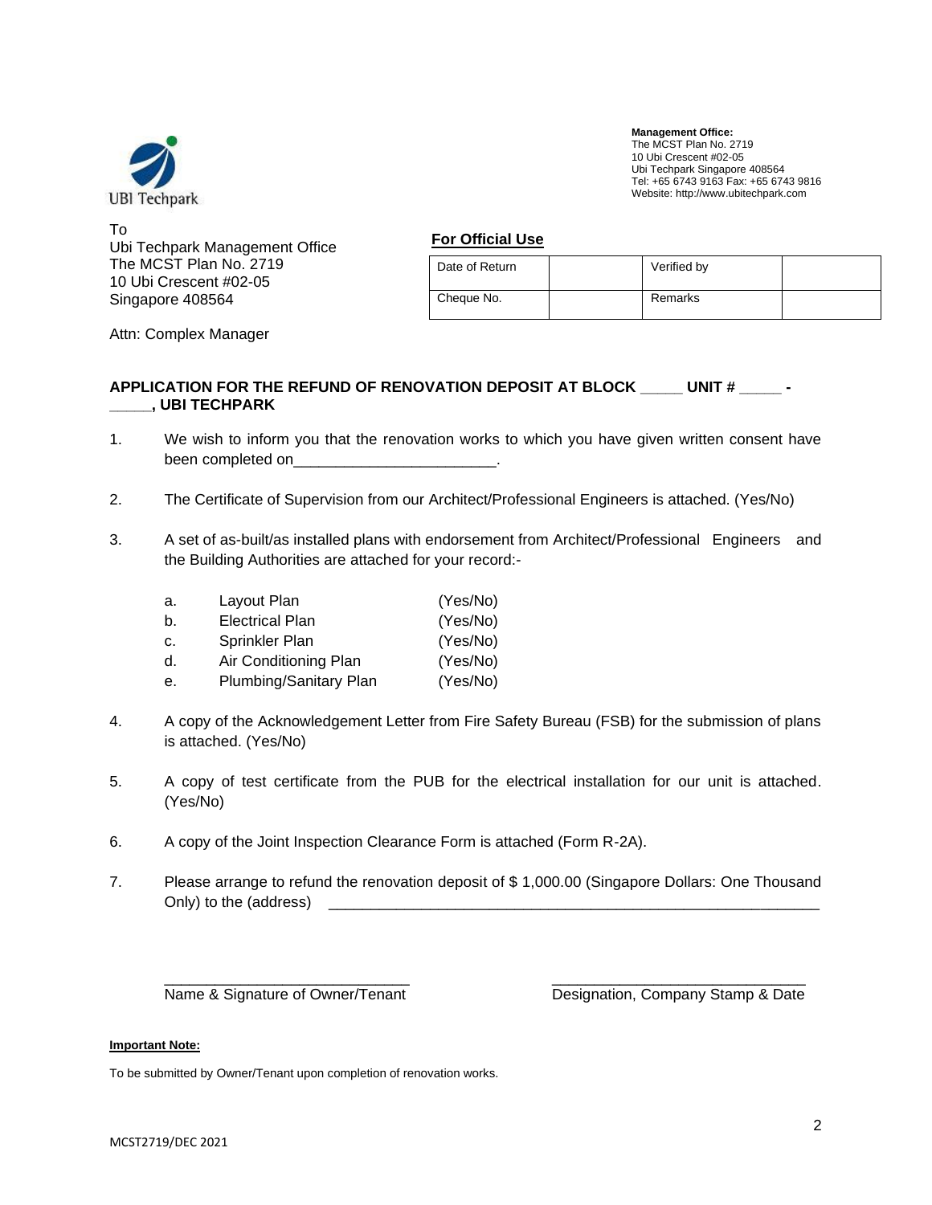UBI Techpark

**Management Office:**
The MCST Plan No. 2719
10 Ubi Crescent #02-05
Ubi Techpark Singapore 408564
Tel: +65 6743 9163 Fax: +65 6743 9816
Website: http://www.ubitechpark.com

To
Ubi Techpark Management Office
The MCST Plan No. 2719
10 Ubi Crescent #02-05
Singapore 408564

Attn: Complex Manager

**For Official Use**

| Date of Return | | Verified by | |
|---|---|---|---|
| Cheque No. | | Remarks | |

**APPLICATION FOR THE REFUND OF RENOVATION DEPOSIT AT BLOCK _____ UNIT # _____ - _____, UBI TECHPARK**

1. We wish to inform you that the renovation works to which you have given written consent have been completed on________________________.

2. The Certificate of Supervision from our Architect/Professional Engineers is attached. (Yes/No)

3. A set of as-built/as installed plans with endorsement from Architect/Professional Engineers and the Building Authorities are attached for your record:-

   a. Layout Plan (Yes/No)
   b. Electrical Plan (Yes/No)
   c. Sprinkler Plan (Yes/No)
   d. Air Conditioning Plan (Yes/No)
   e. Plumbing/Sanitary Plan (Yes/No)

4. A copy of the Acknowledgement Letter from Fire Safety Bureau (FSB) for the submission of plans is attached. (Yes/No)

5. A copy of test certificate from the PUB for the electrical installation for our unit is attached. (Yes/No)

6. A copy of the Joint Inspection Clearance Form is attached (Form R-2A).

7. Please arrange to refund the renovation deposit of $ 1,000.00 (Singapore Dollars: One Thousand Only) to the (address) ____________________________________________________________

_____________________________
Name & Signature of Owner/Tenant

_____________________________
Designation, Company Stamp & Date

**Important Note:**

To be submitted by Owner/Tenant upon completion of renovation works.

MCST2719/DEC 2021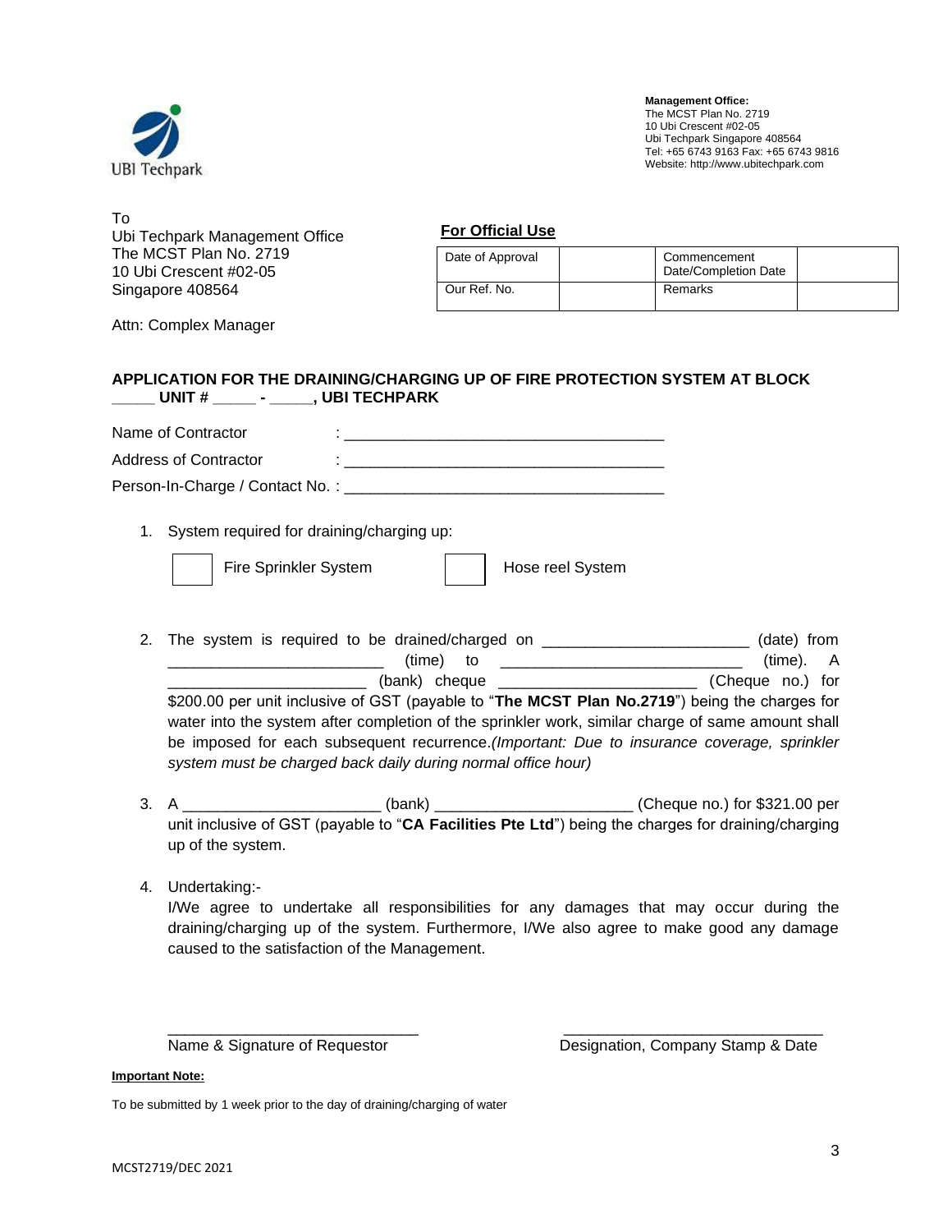UBI Techpark

**Management Office:**
The MCST Plan No. 2719
10 Ubi Crescent #02-05
Ubi Techpark Singapore 408564
Tel: +65 6743 9163 Fax: +65 6743 9816
Website: http://www.ubitechpark.com

To
Ubi Techpark Management Office
The MCST Plan No. 2719
10 Ubi Crescent #02-05
Singapore 408564

Attn: Complex Manager

**For Official Use**

| Date of Approval | | Commencement Date/Completion Date | |
|---|---|---|---|
| Our Ref. No. | | Remarks | |

**APPLICATION FOR THE DRAINING/CHARGING UP OF FIRE PROTECTION SYSTEM AT BLOCK _____ UNIT # _____ - _____, UBI TECHPARK**

Name of Contractor : ______________________________________

Address of Contractor : ______________________________________

Person-In-Charge / Contact No. : ______________________________________

1. System required for draining/charging up:

   ☐ Fire Sprinkler System ☐ Hose reel System

2. The system is required to be drained/charged on ________________________ (date) from ________________________ (time) to ____________________________ (time). A ______________________ (bank) cheque ______________________ (Cheque no.) for $200.00 per unit inclusive of GST (payable to "**The MCST Plan No.2719**") being the charges for water into the system after completion of the sprinkler work, similar charge of same amount shall be imposed for each subsequent recurrence.*(Important: Due to insurance coverage, sprinkler system must be charged back daily during normal office hour)*

3. A ______________________ (bank) ______________________ (Cheque no.) for $321.00 per unit inclusive of GST (payable to "**CA Facilities Pte Ltd**") being the charges for draining/charging up of the system.

4. Undertaking:-
   I/We agree to undertake all responsibilities for any damages that may occur during the draining/charging up of the system. Furthermore, I/We also agree to make good any damage caused to the satisfaction of the Management.

_____________________________ _____________________________
Name & Signature of Requestor Designation, Company Stamp & Date

**Important Note:**

To be submitted by 1 week prior to the day of draining/charging of water

MCST2719/DEC 2021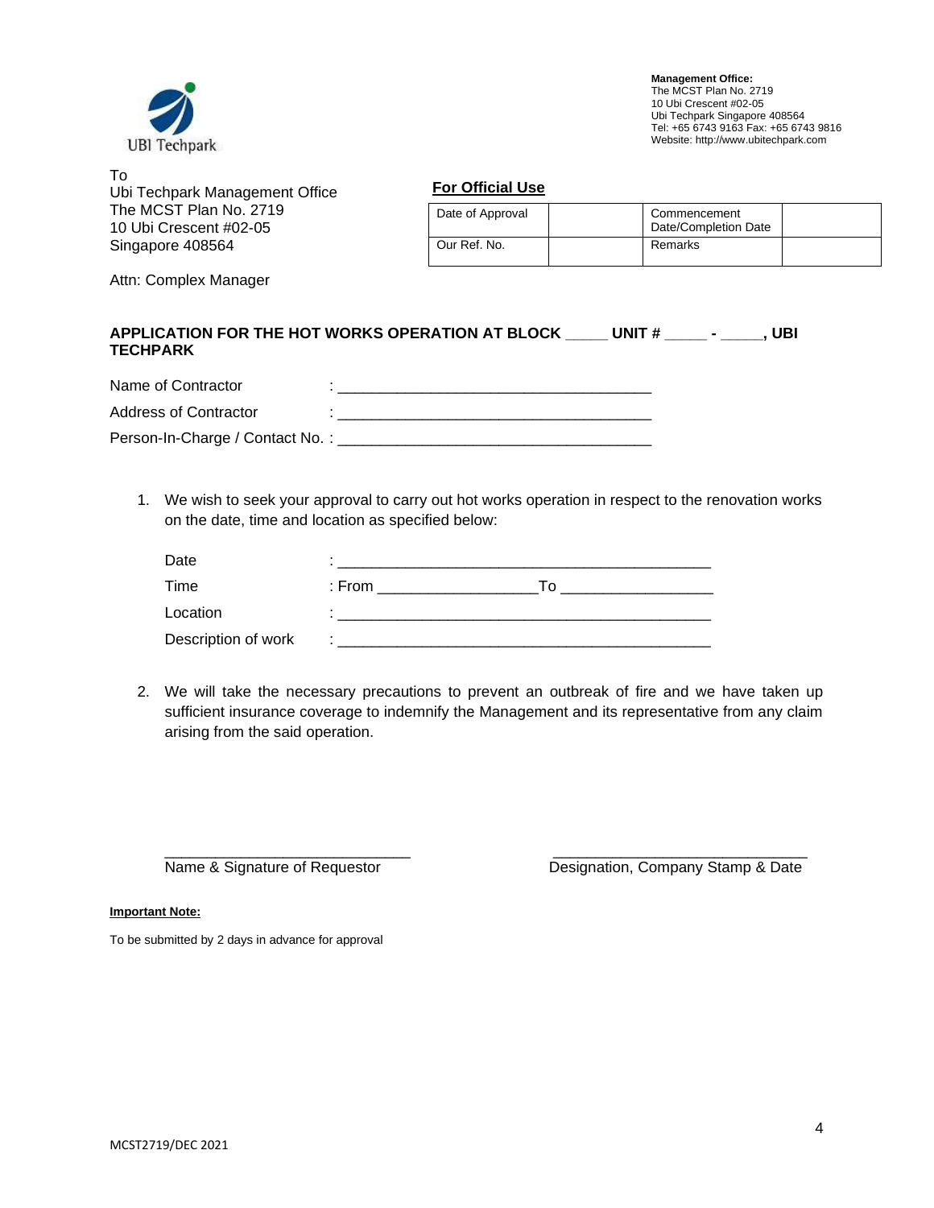**Management Office:**
The MCST Plan No. 2719
10 Ubi Crescent #02-05
Ubi Techpark Singapore 408564
Tel: +65 6743 9163 Fax: +65 6743 9816
Website: http://www.ubitechpark.com

To
Ubi Techpark Management Office
The MCST Plan No. 2719
10 Ubi Crescent #02-05
Singapore 408564

Attn: Complex Manager

**For Official Use**

| Date of Approval | | Commencement Date/Completion Date | |
|---|---|---|---|
| Our Ref. No. | | Remarks | |

**APPLICATION FOR THE HOT WORKS OPERATION AT BLOCK _____ UNIT # _____ - _____, UBI TECHPARK**

Name of Contractor : ____________________________________

Address of Contractor : ____________________________________

Person-In-Charge / Contact No. : ____________________________________

1. We wish to seek your approval to carry out hot works operation in respect to the renovation works on the date, time and location as specified below:

   Date : ____________________________________________

   Time : From __________________ To _________________

   Location : ____________________________________________

   Description of work : ____________________________________________

2. We will take the necessary precautions to prevent an outbreak of fire and we have taken up sufficient insurance coverage to indemnify the Management and its representative from any claim arising from the said operation.

_____________________________ _____________________________
Name & Signature of Requestor Designation, Company Stamp & Date

**Important Note:**

To be submitted by 2 days in advance for approval

MCST2719/DEC 2021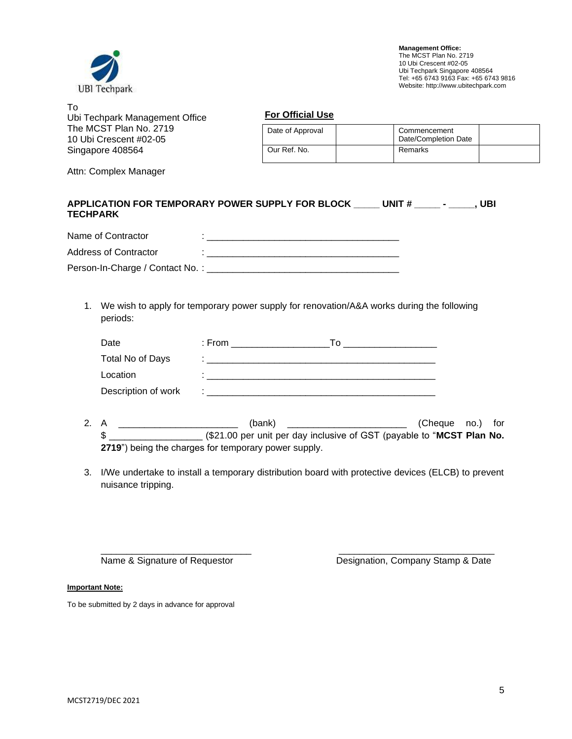UBI Techpark

**Management Office:**
The MCST Plan No. 2719
10 Ubi Crescent #02-05
Ubi Techpark Singapore 408564
Tel: +65 6743 9163 Fax: +65 6743 9816
Website: http://www.ubitechpark.com

To
Ubi Techpark Management Office
The MCST Plan No. 2719
10 Ubi Crescent #02-05
Singapore 408564

Attn: Complex Manager

**For Official Use**

| Date of Approval | | Commencement Date/Completion Date | |
|---|---|---|---|
| Our Ref. No. | | Remarks | |

**APPLICATION FOR TEMPORARY POWER SUPPLY FOR BLOCK _____ UNIT # _____ - _____, UBI TECHPARK**

Name of Contractor : ____________________________________

Address of Contractor : ____________________________________

Person-In-Charge / Contact No. : ____________________________________

1. We wish to apply for temporary power supply for renovation/A&A works during the following periods:

   Date : From __________________ To __________________

   Total No of Days : ____________________________________________

   Location : ____________________________________________

   Description of work : ____________________________________________

2. A ______________________ (bank) ______________________ (Cheque no.) for $ _________________ ($21.00 per unit per day inclusive of GST (payable to "**MCST Plan No. 2719**") being the charges for temporary power supply.

3. I/We undertake to install a temporary distribution board with protective devices (ELCB) to prevent nuisance tripping.

____________________________
Name & Signature of Requestor

______________________________
Designation, Company Stamp & Date

**Important Note:**

To be submitted by 2 days in advance for approval

MCST2719/DEC 2021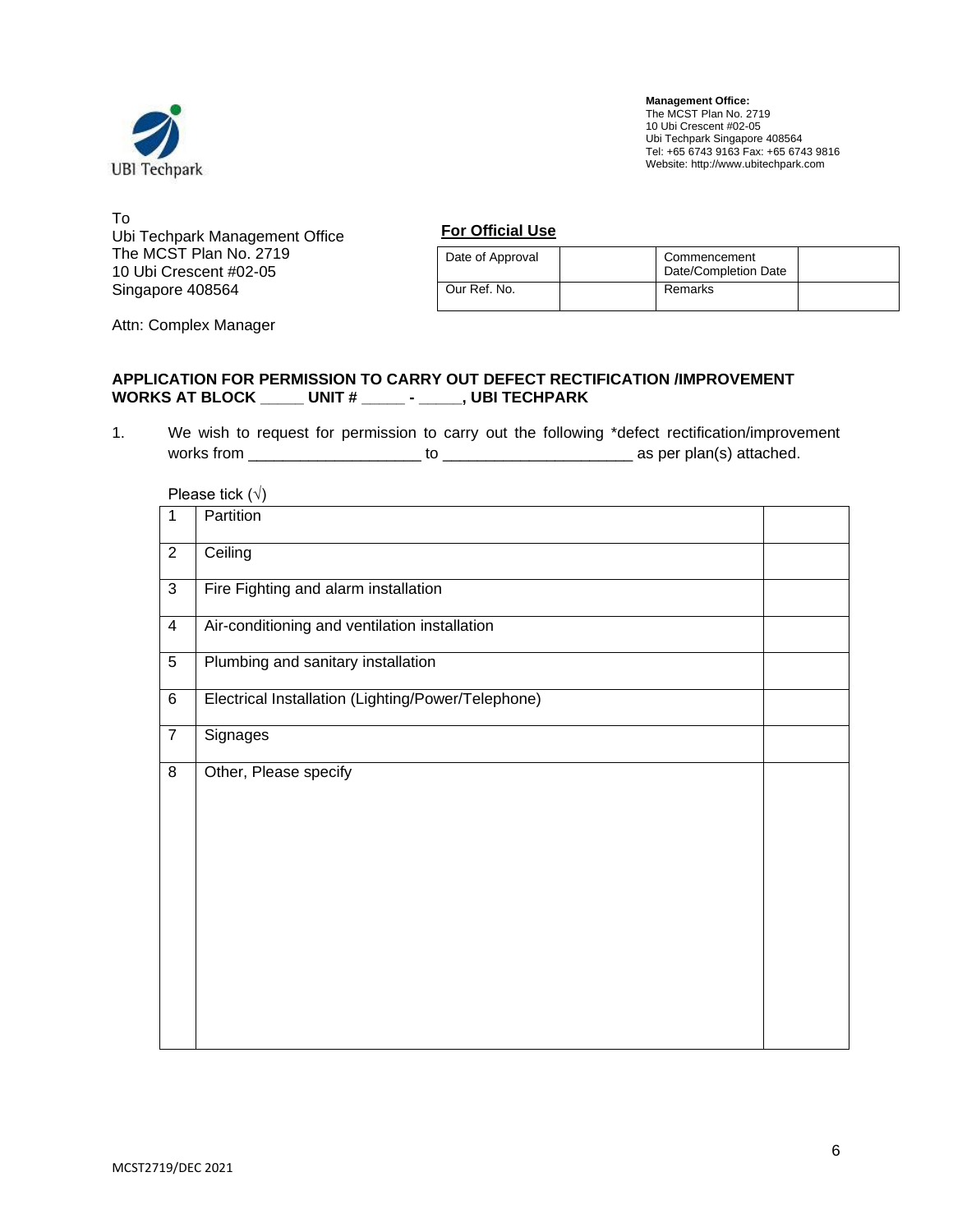UBI Techpark

**Management Office:**
The MCST Plan No. 2719
10 Ubi Crescent #02-05
Ubi Techpark Singapore 408564
Tel: +65 6743 9163 Fax: +65 6743 9816
Website: http://www.ubitechpark.com

To
Ubi Techpark Management Office
The MCST Plan No. 2719
10 Ubi Crescent #02-05
Singapore 408564

Attn: Complex Manager

**For Official Use**

| Date of Approval | | Commencement Date/Completion Date | |
|---|---|---|---|
| Our Ref. No. | | Remarks | |

**APPLICATION FOR PERMISSION TO CARRY OUT DEFECT RECTIFICATION /IMPROVEMENT WORKS AT BLOCK _____ UNIT # _____ - _____, UBI TECHPARK**

1. We wish to request for permission to carry out the following *defect rectification/improvement works from ____________________ to ______________________ as per plan(s) attached.

Please tick (√)

| | | |
|---|---|---|
| 1 | Partition | |
| 2 | Ceiling | |
| 3 | Fire Fighting and alarm installation | |
| 4 | Air-conditioning and ventilation installation | |
| 5 | Plumbing and sanitary installation | |
| 6 | Electrical Installation (Lighting/Power/Telephone) | |
| 7 | Signages | |
| 8 | Other, Please specify | |

MCST2719/DEC 2021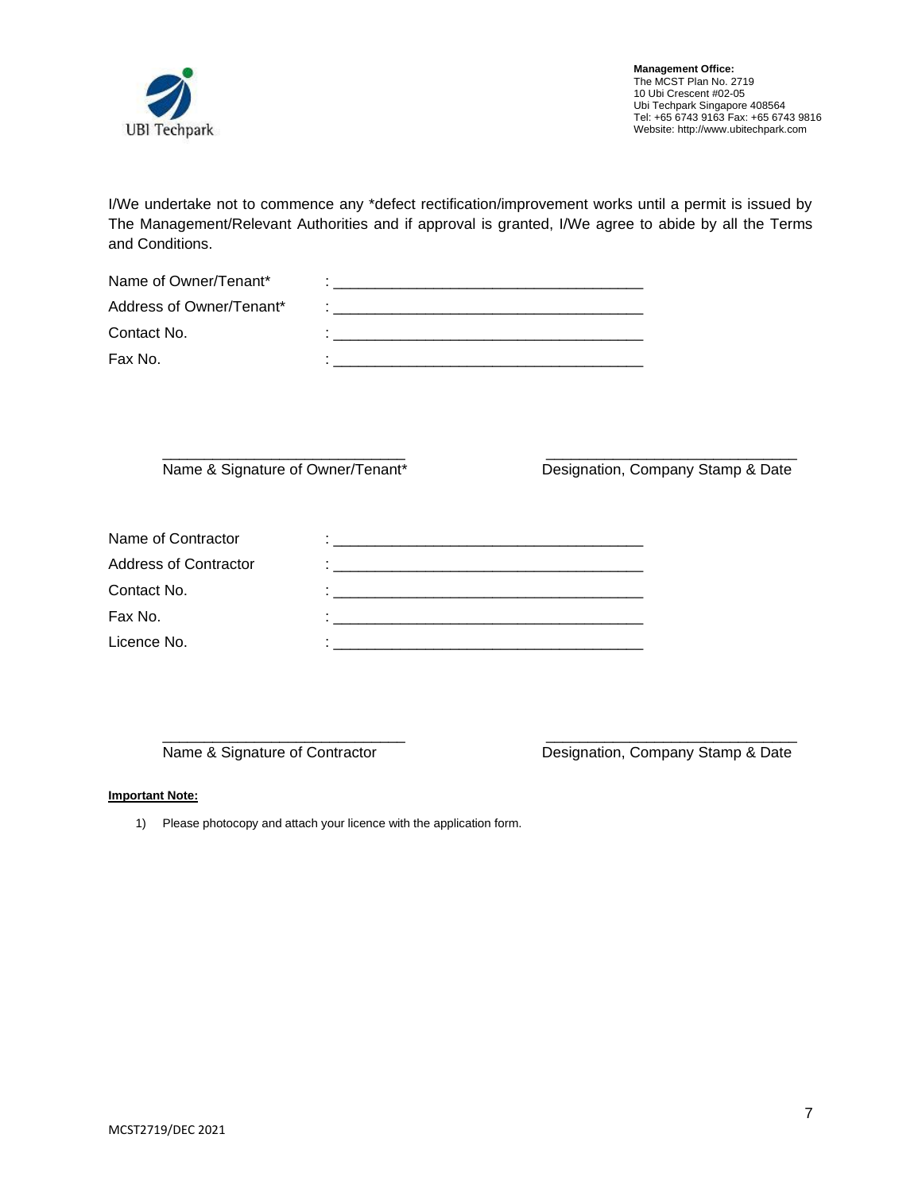**Management Office:**
The MCST Plan No. 2719
10 Ubi Crescent #02-05
Ubi Techpark Singapore 408564
Tel: +65 6743 9163 Fax: +65 6743 9816
Website: http://www.ubitechpark.com

I/We undertake not to commence any *defect rectification/improvement works until a permit is issued by The Management/Relevant Authorities and if approval is granted, I/We agree to abide by all the Terms and Conditions.

Name of Owner/Tenant* : ______________________________________

Address of Owner/Tenant* : ______________________________________

Contact No. : ______________________________________

Fax No. : ______________________________________

______________________________ ______________________________

Name & Signature of Owner/Tenant* Designation, Company Stamp & Date

Name of Contractor : ______________________________________

Address of Contractor : ______________________________________

Contact No. : ______________________________________

Fax No. : ______________________________________

Licence No. : ______________________________________

______________________________ ______________________________

Name & Signature of Contractor Designation, Company Stamp & Date

**Important Note:**

1) Please photocopy and attach your licence with the application form.

MCST2719/DEC 2021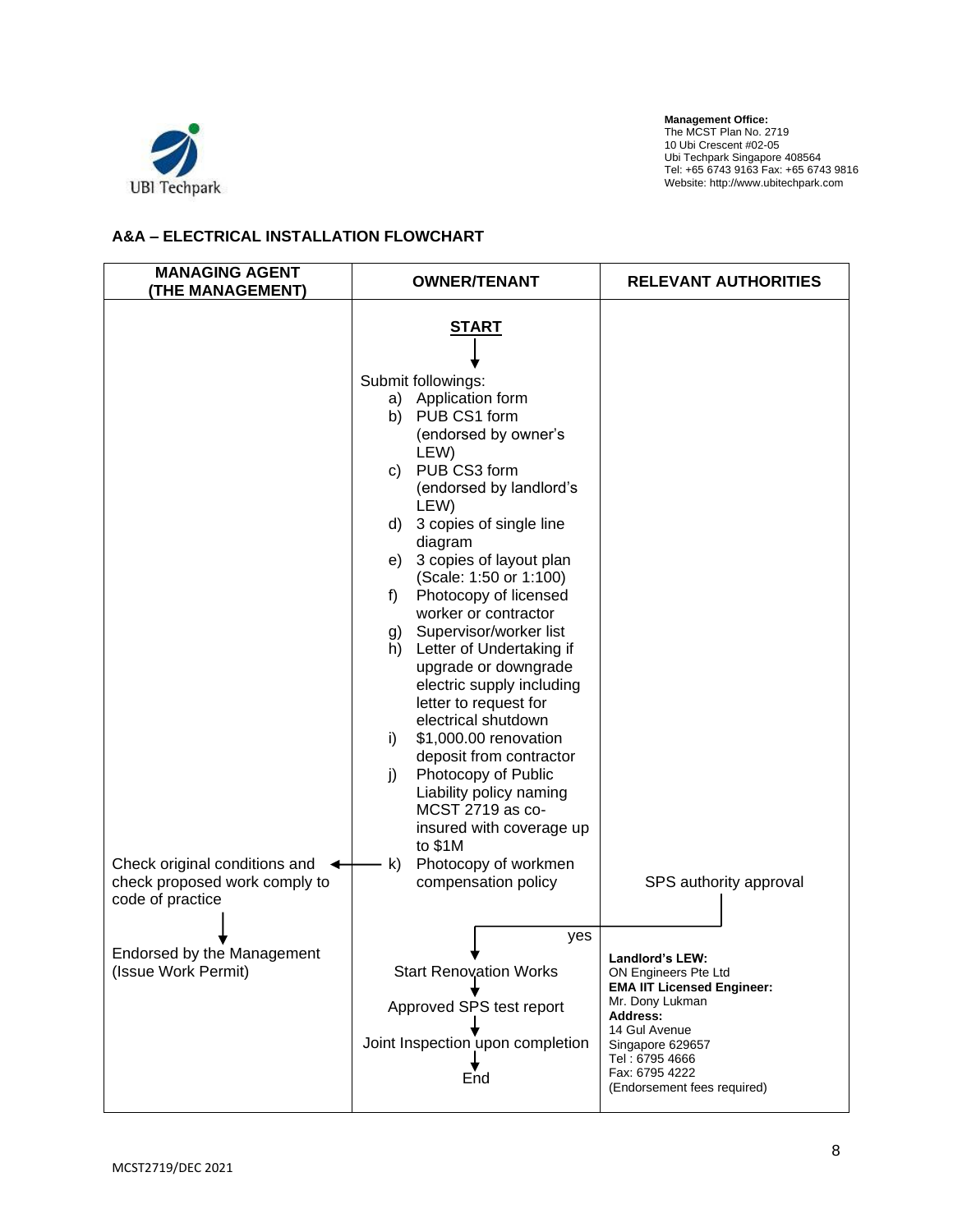**Management Office:**
The MCST Plan No. 2719
10 Ubi Crescent #02-05
Ubi Techpark Singapore 408564
Tel: +65 6743 9163 Fax: +65 6743 9816
Website: http://www.ubitechpark.com

## A&A – ELECTRICAL INSTALLATION FLOWCHART

| MANAGING AGENT (THE MANAGEMENT) | OWNER/TENANT | RELEVANT AUTHORITIES |
|---|---|---|
| | **START** | |
| | Submit followings: a) Application form b) PUB CS1 form (endorsed by owner's LEW) c) PUB CS3 form (endorsed by landlord's LEW) d) 3 copies of single line diagram e) 3 copies of layout plan (Scale: 1:50 or 1:100) f) Photocopy of licensed worker or contractor g) Supervisor/worker list h) Letter of Undertaking if upgrade or downgrade electric supply including letter to request for electrical shutdown i) $1,000.00 renovation deposit from contractor j) Photocopy of Public Liability policy naming MCST 2719 as co-insured with coverage up to $1M k) Photocopy of workmen compensation policy | |
| Check original conditions and check proposed work comply to code of practice | | SPS authority approval |
| Endorsed by the Management (Issue Work Permit) | yes → Start Renovation Works → Approved SPS test report → Joint Inspection upon completion → End | **Landlord's LEW:** ON Engineers Pte Ltd **EMA IIT Licensed Engineer:** Mr. Dony Lukman **Address:** 14 Gul Avenue Singapore 629657 Tel : 6795 4666 Fax: 6795 4222 (Endorsement fees required) |

MCST2719/DEC 2021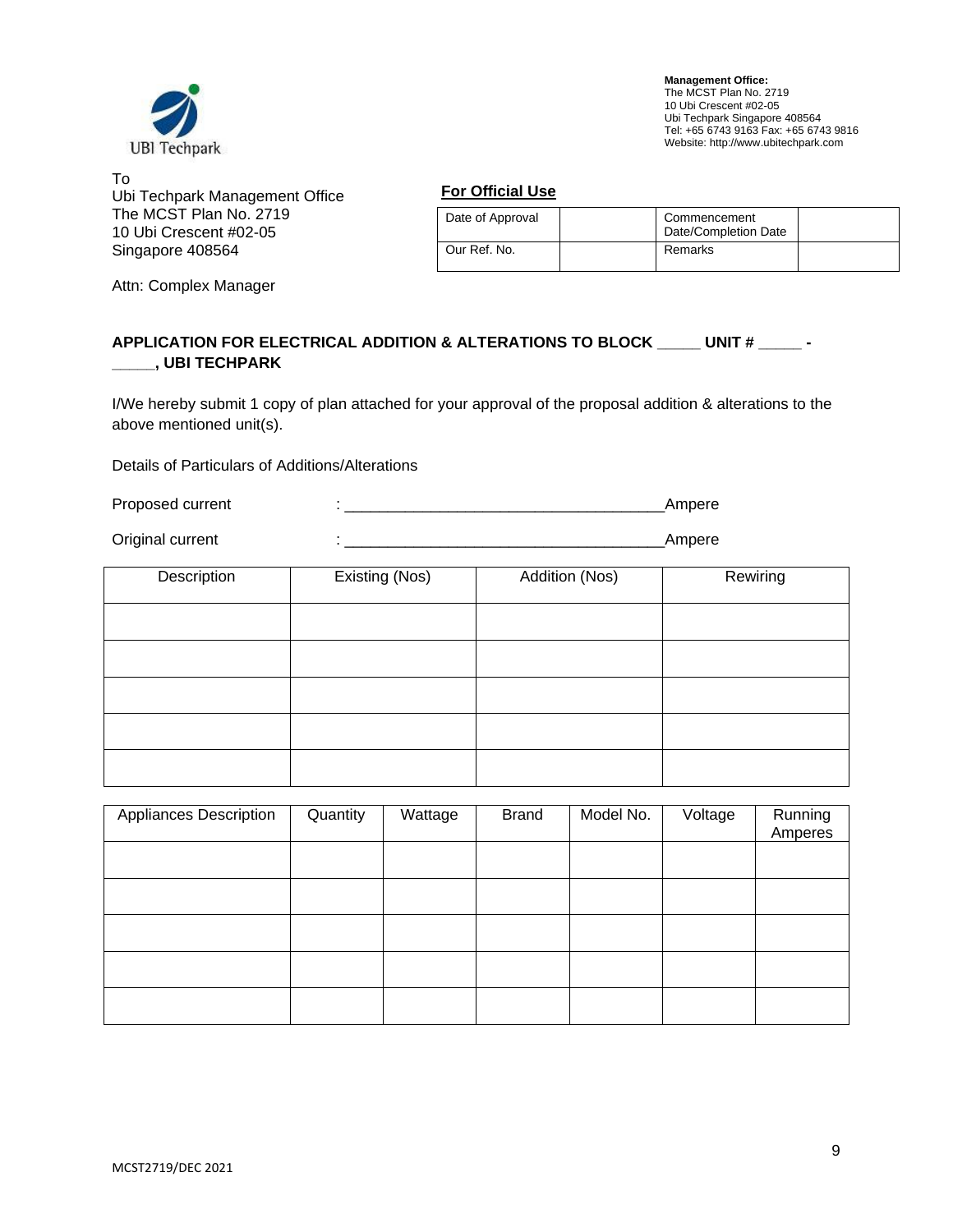UBI Techpark

**Management Office:**
The MCST Plan No. 2719
10 Ubi Crescent #02-05
Ubi Techpark Singapore 408564
Tel: +65 6743 9163 Fax: +65 6743 9816
Website: http://www.ubitechpark.com

To
Ubi Techpark Management Office
The MCST Plan No. 2719
10 Ubi Crescent #02-05
Singapore 408564

Attn: Complex Manager

**For Official Use**

| Date of Approval | | Commencement Date/Completion Date | |
|---|---|---|---|
| Our Ref. No. | | Remarks | |

**APPLICATION FOR ELECTRICAL ADDITION & ALTERATIONS TO BLOCK _____ UNIT # _____ - _____, UBI TECHPARK**

I/We hereby submit 1 copy of plan attached for your approval of the proposal addition & alterations to the above mentioned unit(s).

Details of Particulars of Additions/Alterations

Proposed current : ____________________________________Ampere

Original current : ____________________________________Ampere

| Description | Existing (Nos) | Addition (Nos) | Rewiring |
|---|---|---|---|
| | | | |
| | | | |
| | | | |
| | | | |
| | | | |

| Appliances Description | Quantity | Wattage | Brand | Model No. | Voltage | Running Amperes |
|---|---|---|---|---|---|---|
| | | | | | | |
| | | | | | | |
| | | | | | | |
| | | | | | | |
| | | | | | | |

MCST2719/DEC 2021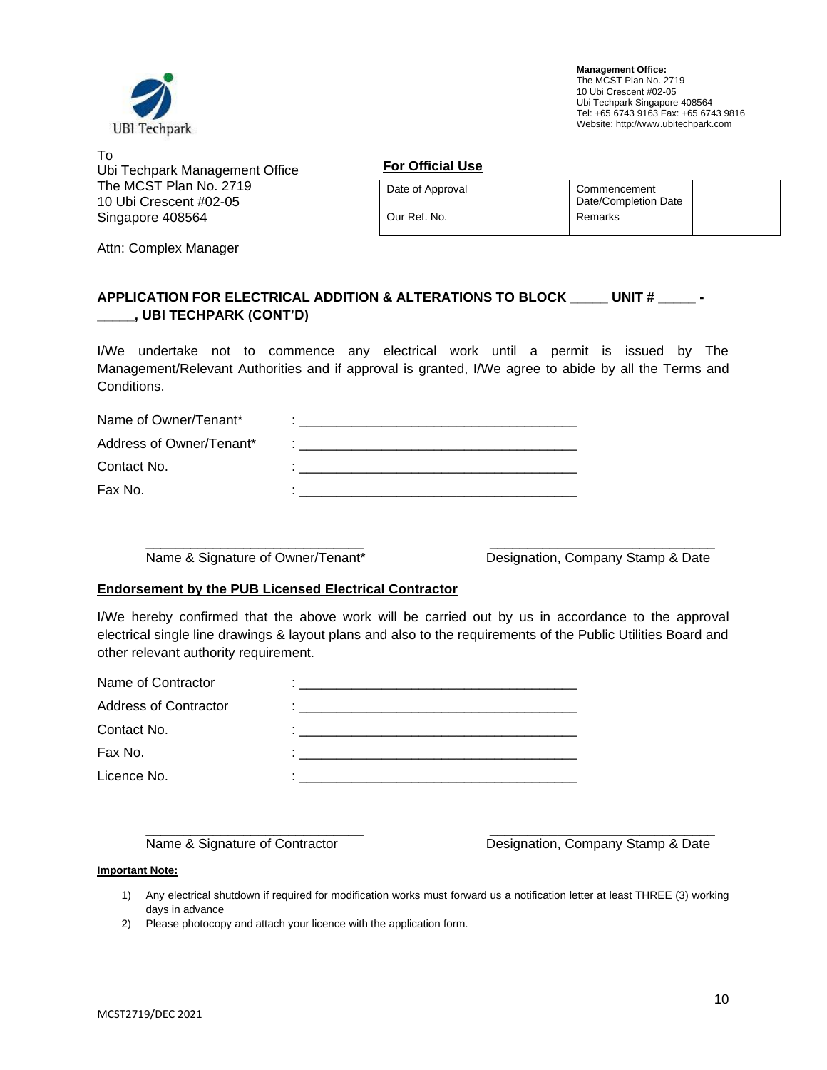**Management Office:**
The MCST Plan No. 2719
10 Ubi Crescent #02-05
Ubi Techpark Singapore 408564
Tel: +65 6743 9163 Fax: +65 6743 9816
Website: http://www.ubitechpark.com

To
Ubi Techpark Management Office
The MCST Plan No. 2719
10 Ubi Crescent #02-05
Singapore 408564

Attn: Complex Manager

**For Official Use**

| Date of Approval | | Commencement Date/Completion Date | |
|---|---|---|---|
| Our Ref. No. | | Remarks | |

**APPLICATION FOR ELECTRICAL ADDITION & ALTERATIONS TO BLOCK _____ UNIT # _____ - _____, UBI TECHPARK (CONT'D)**

I/We undertake not to commence any electrical work until a permit is issued by The Management/Relevant Authorities and if approval is granted, I/We agree to abide by all the Terms and Conditions.

Name of Owner/Tenant* : ____________________________________

Address of Owner/Tenant* : ____________________________________

Contact No. : ____________________________________

Fax No. : ____________________________________

____________________________ Name & Signature of Owner/Tenant*

____________________________ Designation, Company Stamp & Date

**Endorsement by the PUB Licensed Electrical Contractor**

I/We hereby confirmed that the above work will be carried out by us in accordance to the approval electrical single line drawings & layout plans and also to the requirements of the Public Utilities Board and other relevant authority requirement.

Name of Contractor : ____________________________________

Address of Contractor : ____________________________________

Contact No. : ____________________________________

Fax No. : ____________________________________

Licence No. : ____________________________________

____________________________ Name & Signature of Contractor

____________________________ Designation, Company Stamp & Date

**Important Note:**

1) Any electrical shutdown if required for modification works must forward us a notification letter at least THREE (3) working days in advance
2) Please photocopy and attach your licence with the application form.

MCST2719/DEC 2021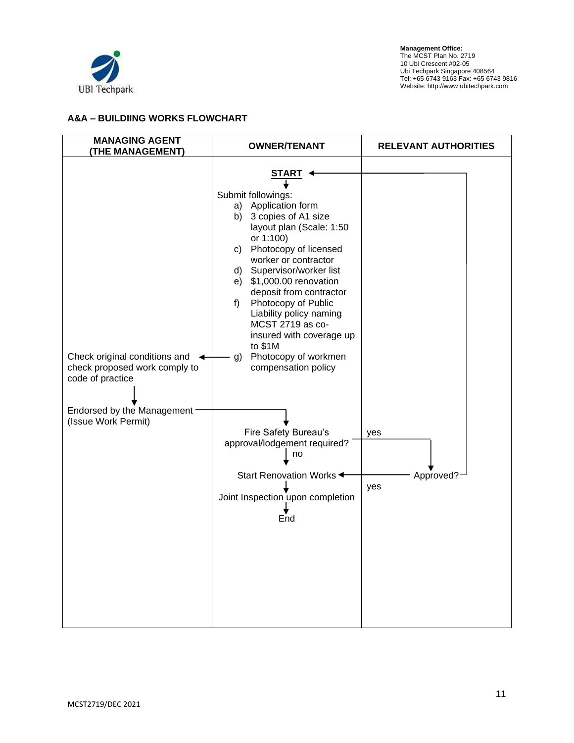Management Office:
The MCST Plan No. 2719
10 Ubi Crescent #02-05
Ubi Techpark Singapore 408564
Tel: +65 6743 9163 Fax: +65 6743 9816
Website: http://www.ubitechpark.com

## A&A – BUILDIING WORKS FLOWCHART

| MANAGING AGENT (THE MANAGEMENT) | OWNER/TENANT | RELEVANT AUTHORITIES |
|---|---|---|
| | **START** | |
| | Submit followings:<br>a) Application form<br>b) 3 copies of A1 size layout plan (Scale: 1:50 or 1:100)<br>c) Photocopy of licensed worker or contractor<br>d) Supervisor/worker list<br>e) $1,000.00 renovation deposit from contractor<br>f) Photocopy of Public Liability policy naming MCST 2719 as co-insured with coverage up to $1M<br>g) Photocopy of workmen compensation policy | |
| Check original conditions and check proposed work comply to code of practice | | |
| Endorsed by the Management (Issue Work Permit) | | |
| | Fire Safety Bureau's approval/lodgement required? (yes → Approved?; no → Start Renovation Works) | yes |
| | Start Renovation Works | Approved? (yes → Start Renovation Works; otherwise → START) |
| | Joint Inspection upon completion | |
| | End | |

MCST2719/DEC 2021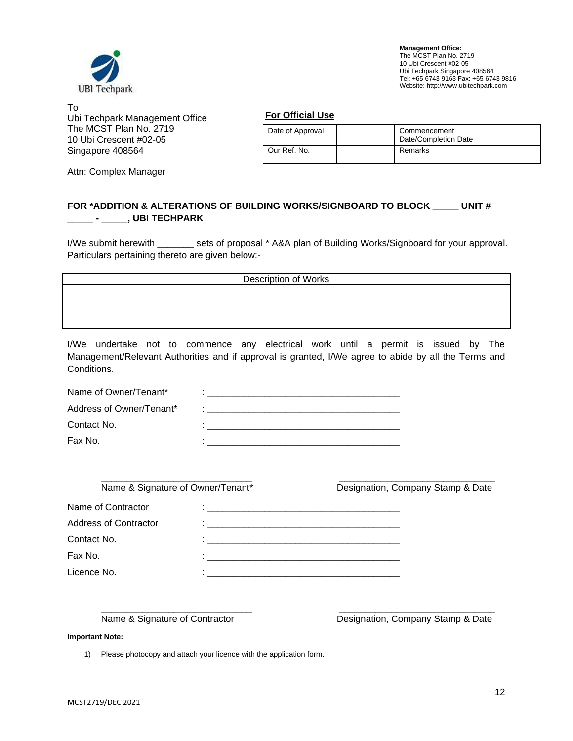UBI Techpark

**Management Office:**
The MCST Plan No. 2719
10 Ubi Crescent #02-05
Ubi Techpark Singapore 408564
Tel: +65 6743 9163 Fax: +65 6743 9816
Website: http://www.ubitechpark.com

To
Ubi Techpark Management Office
The MCST Plan No. 2719
10 Ubi Crescent #02-05
Singapore 408564

Attn: Complex Manager

**For Official Use**

| Date of Approval | | Commencement Date/Completion Date | |
|---|---|---|---|
| Our Ref. No. | | Remarks | |

**FOR *ADDITION & ALTERATIONS OF BUILDING WORKS/SIGNBOARD TO BLOCK _____ UNIT # _____ - _____, UBI TECHPARK**

I/We submit herewith _______ sets of proposal * A&A plan of Building Works/Signboard for your approval. Particulars pertaining thereto are given below:-

| Description of Works |
|---|
| |

I/We undertake not to commence any electrical work until a permit is issued by The Management/Relevant Authorities and if approval is granted, I/We agree to abide by all the Terms and Conditions.

Name of Owner/Tenant* : ______________________________________

Address of Owner/Tenant* : ______________________________________

Contact No. : ______________________________________

Fax No. : ______________________________________

_____________________________ Name & Signature of Owner/Tenant*

______________________________ Designation, Company Stamp & Date

Name of Contractor : ______________________________________

Address of Contractor : ______________________________________

Contact No. : ______________________________________

Fax No. : ______________________________________

Licence No. : ______________________________________

_____________________________ Name & Signature of Contractor

______________________________ Designation, Company Stamp & Date

**Important Note:**

1) Please photocopy and attach your licence with the application form.

MCST2719/DEC 2021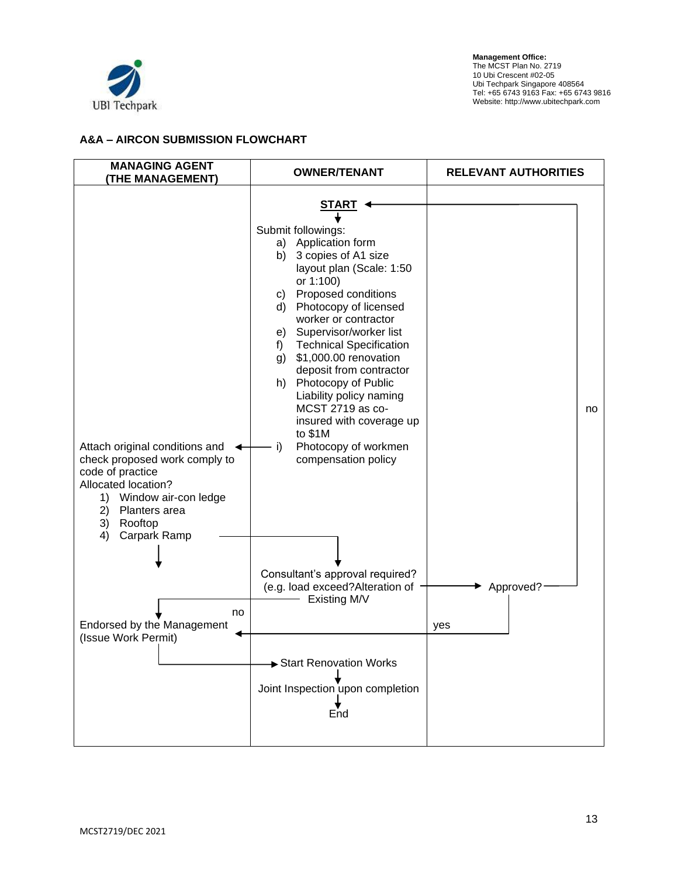**Management Office:**
The MCST Plan No. 2719
10 Ubi Crescent #02-05
Ubi Techpark Singapore 408564
Tel: +65 6743 9163 Fax: +65 6743 9816
Website: http://www.ubitechpark.com

### A&A – AIRCON SUBMISSION FLOWCHART

| MANAGING AGENT (THE MANAGEMENT) | OWNER/TENANT | RELEVANT AUTHORITIES |
|---|---|---|
| | **START** | |
| Attach original conditions and check proposed work comply to code of practice<br>Allocated location?<br>1) Window air-con ledge<br>2) Planters area<br>3) Rooftop<br>4) Carpark Ramp | Submit followings:<br>a) Application form<br>b) 3 copies of A1 size layout plan (Scale: 1:50 or 1:100)<br>c) Proposed conditions<br>d) Photocopy of licensed worker or contractor<br>e) Supervisor/worker list<br>f) Technical Specification<br>g) $1,000.00 renovation deposit from contractor<br>h) Photocopy of Public Liability policy naming MCST 2719 as co-insured with coverage up to $1M<br>i) Photocopy of workmen compensation policy | no (return to START) |
| | Consultant's approval required? (e.g. load exceed?Alteration of Existing M/V | Approved? |
| no → Endorsed by the Management (Issue Work Permit) | | yes → Endorsed by the Management |
| | Start Renovation Works | |
| | Joint Inspection upon completion | |
| | End | |

MCST2719/DEC 2021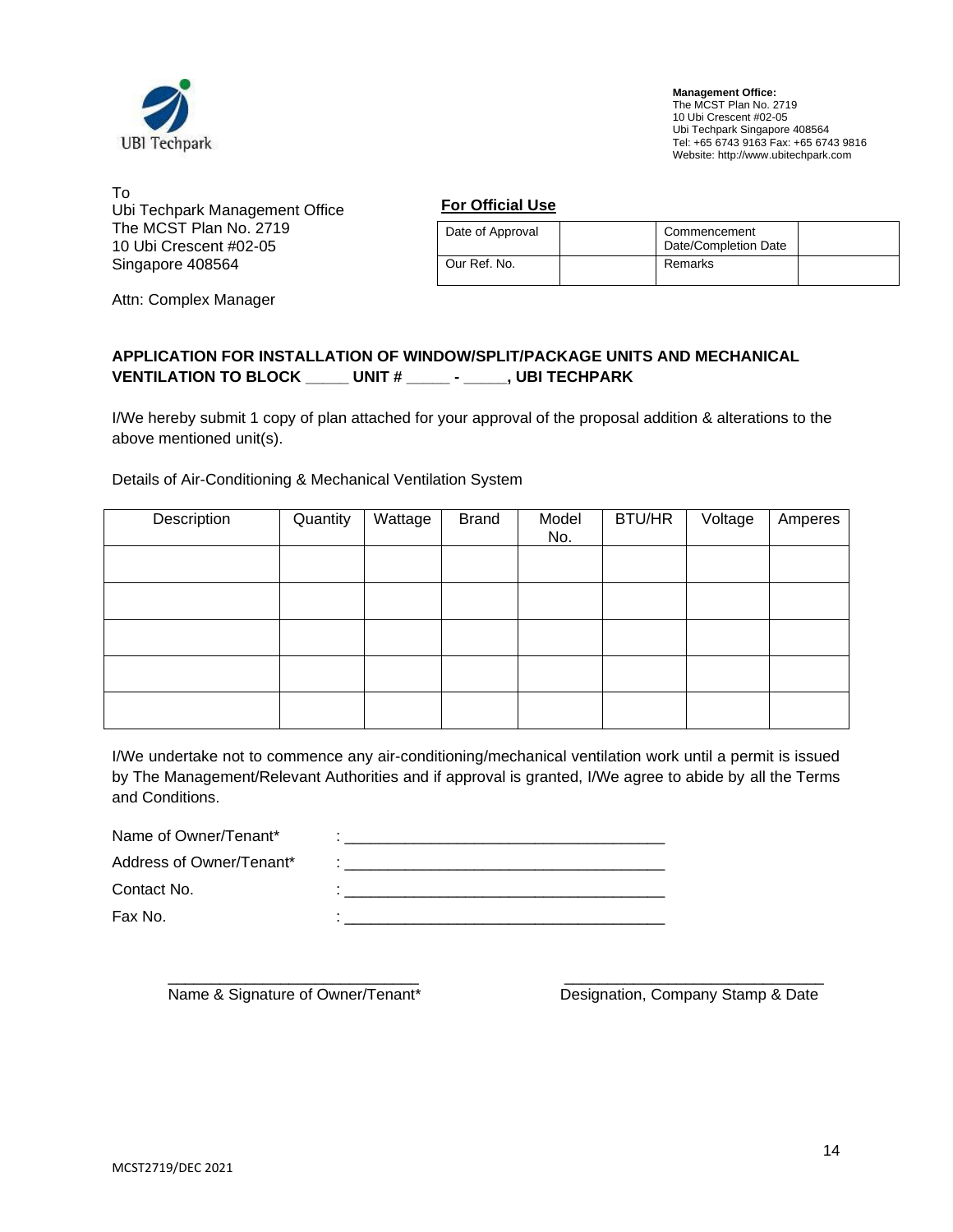UBI Techpark

**Management Office:**
The MCST Plan No. 2719
10 Ubi Crescent #02-05
Ubi Techpark Singapore 408564
Tel: +65 6743 9163 Fax: +65 6743 9816
Website: http://www.ubitechpark.com

To
Ubi Techpark Management Office
The MCST Plan No. 2719
10 Ubi Crescent #02-05
Singapore 408564

Attn: Complex Manager

**For Official Use**

| Date of Approval | | Commencement Date/Completion Date | |
|---|---|---|---|
| Our Ref. No. | | Remarks | |

**APPLICATION FOR INSTALLATION OF WINDOW/SPLIT/PACKAGE UNITS AND MECHANICAL VENTILATION TO BLOCK _____ UNIT # _____ - _____, UBI TECHPARK**

I/We hereby submit 1 copy of plan attached for your approval of the proposal addition & alterations to the above mentioned unit(s).

Details of Air-Conditioning & Mechanical Ventilation System

| Description | Quantity | Wattage | Brand | Model No. | BTU/HR | Voltage | Amperes |
|---|---|---|---|---|---|---|---|
| | | | | | | | |
| | | | | | | | |
| | | | | | | | |
| | | | | | | | |
| | | | | | | | |

I/We undertake not to commence any air-conditioning/mechanical ventilation work until a permit is issued by The Management/Relevant Authorities and if approval is granted, I/We agree to abide by all the Terms and Conditions.

Name of Owner/Tenant* : ______________________________________

Address of Owner/Tenant* : ______________________________________

Contact No. : ______________________________________

Fax No. : ______________________________________

______________________________
Name & Signature of Owner/Tenant*

______________________________
Designation, Company Stamp & Date

MCST2719/DEC 2021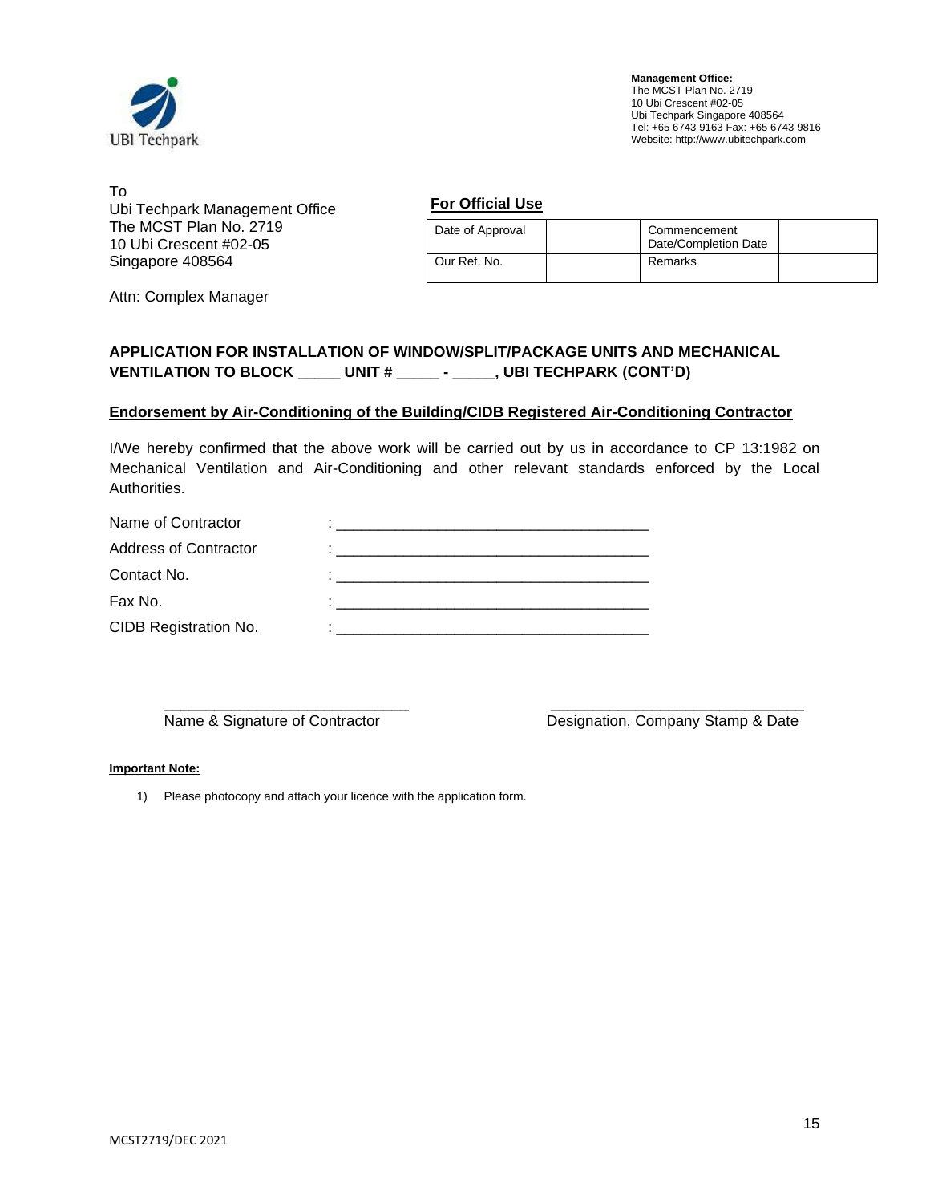UBI Techpark

**Management Office:**
The MCST Plan No. 2719
10 Ubi Crescent #02-05
Ubi Techpark Singapore 408564
Tel: +65 6743 9163 Fax: +65 6743 9816
Website: http://www.ubitechpark.com

To
Ubi Techpark Management Office
The MCST Plan No. 2719
10 Ubi Crescent #02-05
Singapore 408564

Attn: Complex Manager

**For Official Use**

| Date of Approval | | Commencement Date/Completion Date | |
|---|---|---|---|
| Our Ref. No. | | Remarks | |

**APPLICATION FOR INSTALLATION OF WINDOW/SPLIT/PACKAGE UNITS AND MECHANICAL VENTILATION TO BLOCK _____ UNIT # _____ - _____, UBI TECHPARK (CONT'D)**

**Endorsement by Air-Conditioning of the Building/CIDB Registered Air-Conditioning Contractor**

I/We hereby confirmed that the above work will be carried out by us in accordance to CP 13:1982 on Mechanical Ventilation and Air-Conditioning and other relevant standards enforced by the Local Authorities.

Name of Contractor : ______________________________________

Address of Contractor : ______________________________________

Contact No. : ______________________________________

Fax No. : ______________________________________

CIDB Registration No. : ______________________________________

______________________________ Name & Signature of Contractor

______________________________ Designation, Company Stamp & Date

**Important Note:**

1) Please photocopy and attach your licence with the application form.

MCST2719/DEC 2021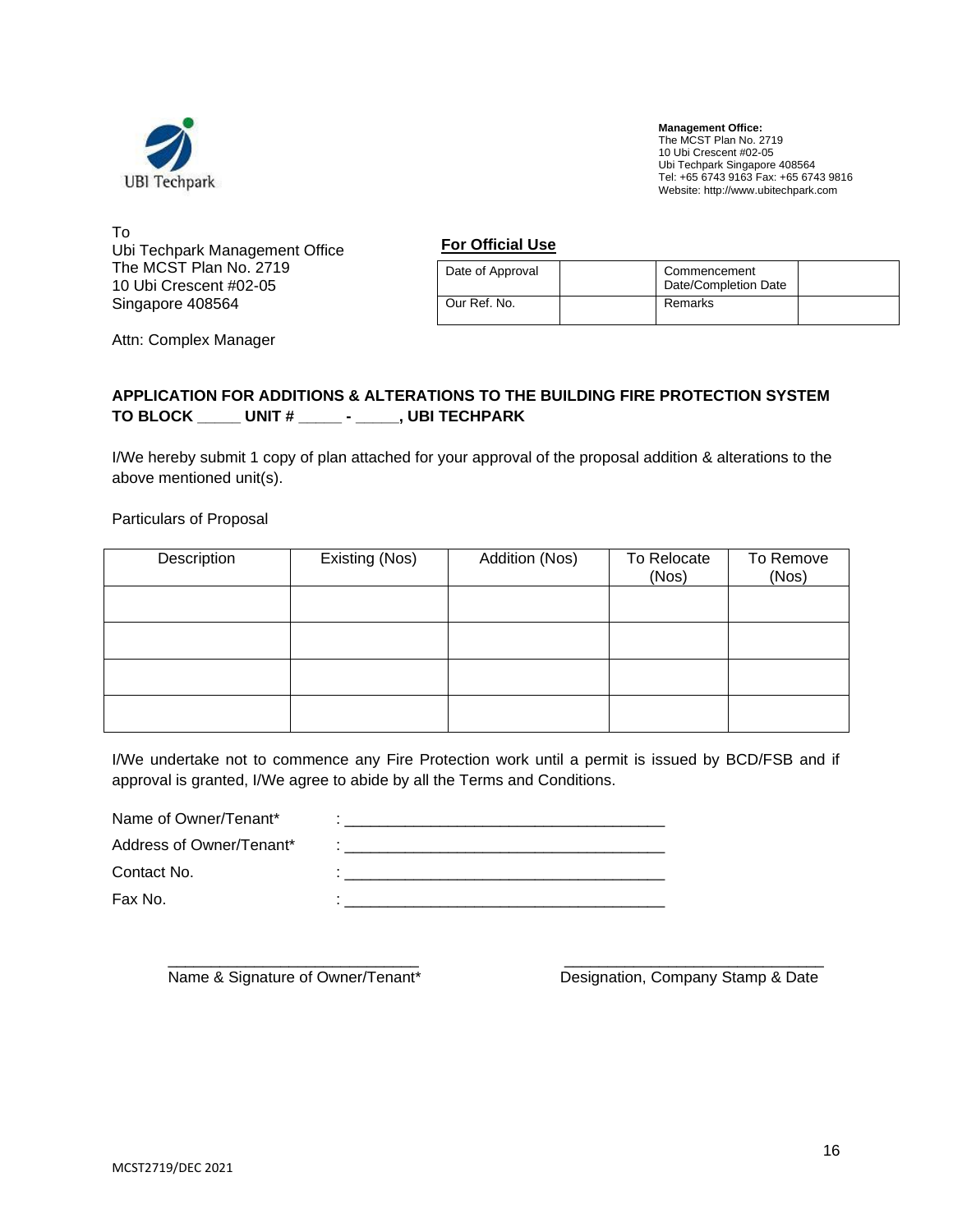UBI Techpark

**Management Office:**
The MCST Plan No. 2719
10 Ubi Crescent #02-05
Ubi Techpark Singapore 408564
Tel: +65 6743 9163 Fax: +65 6743 9816
Website: http://www.ubitechpark.com

To
Ubi Techpark Management Office
The MCST Plan No. 2719
10 Ubi Crescent #02-05
Singapore 408564

Attn: Complex Manager

**For Official Use**

| Date of Approval | | Commencement Date/Completion Date | |
|---|---|---|---|
| Our Ref. No. | | Remarks | |

**APPLICATION FOR ADDITIONS & ALTERATIONS TO THE BUILDING FIRE PROTECTION SYSTEM TO BLOCK _____ UNIT # _____ - _____, UBI TECHPARK**

I/We hereby submit 1 copy of plan attached for your approval of the proposal addition & alterations to the above mentioned unit(s).

Particulars of Proposal

| Description | Existing (Nos) | Addition (Nos) | To Relocate (Nos) | To Remove (Nos) |
|---|---|---|---|---|
| | | | | |
| | | | | |
| | | | | |
| | | | | |

I/We undertake not to commence any Fire Protection work until a permit is issued by BCD/FSB and if approval is granted, I/We agree to abide by all the Terms and Conditions.

Name of Owner/Tenant* : ______________________________________

Address of Owner/Tenant* : ______________________________________

Contact No. : ______________________________________

Fax No. : ______________________________________

______________________________
Name & Signature of Owner/Tenant*

______________________________
Designation, Company Stamp & Date

MCST2719/DEC 2021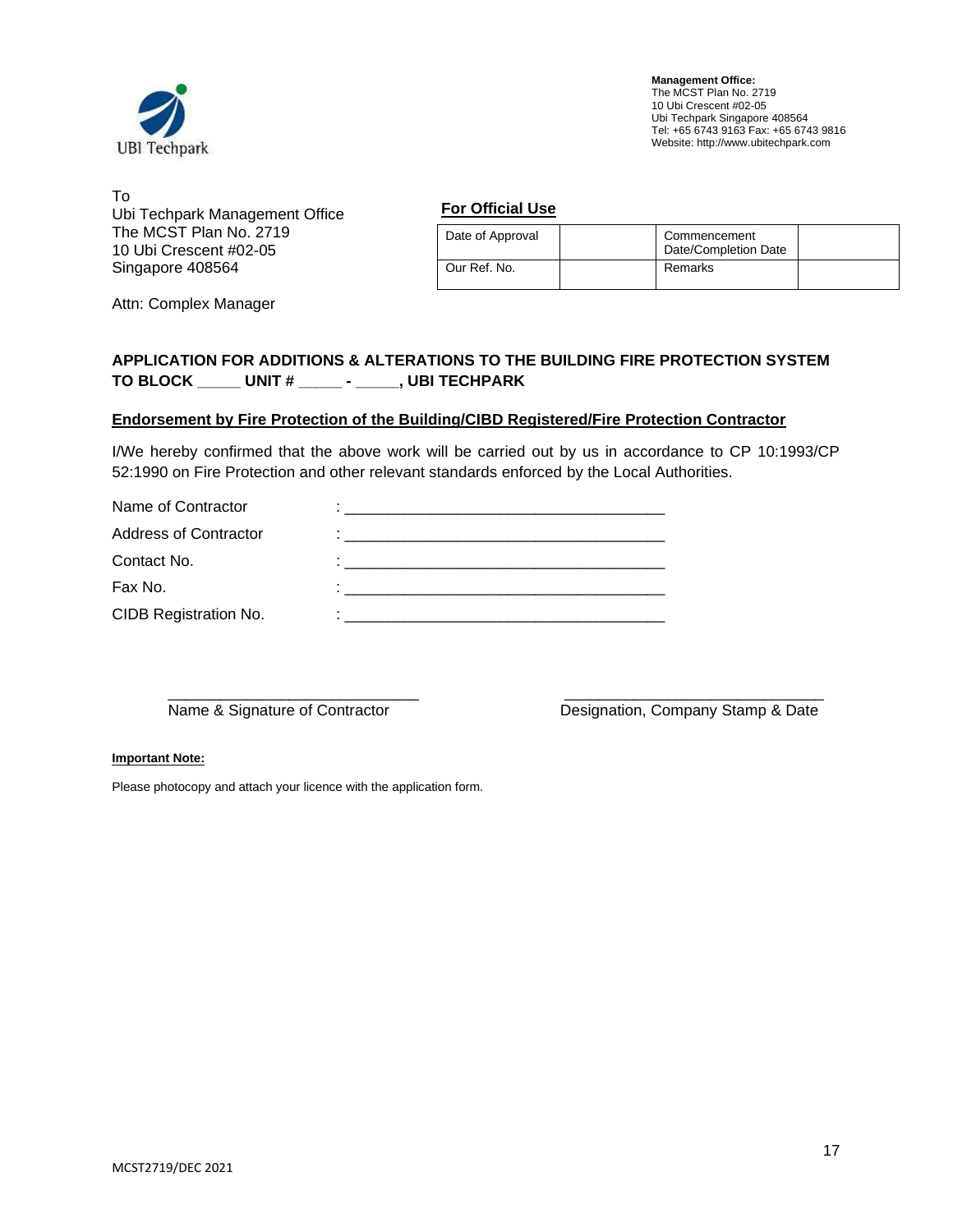UBI Techpark

**Management Office:**
The MCST Plan No. 2719
10 Ubi Crescent #02-05
Ubi Techpark Singapore 408564
Tel: +65 6743 9163 Fax: +65 6743 9816
Website: http://www.ubitechpark.com

To
Ubi Techpark Management Office
The MCST Plan No. 2719
10 Ubi Crescent #02-05
Singapore 408564

Attn: Complex Manager

**For Official Use**

| Date of Approval | | Commencement Date/Completion Date | |
|---|---|---|---|
| Our Ref. No. | | Remarks | |

**APPLICATION FOR ADDITIONS & ALTERATIONS TO THE BUILDING FIRE PROTECTION SYSTEM TO BLOCK _____ UNIT # _____ - _____, UBI TECHPARK**

**Endorsement by Fire Protection of the Building/CIBD Registered/Fire Protection Contractor**

I/We hereby confirmed that the above work will be carried out by us in accordance to CP 10:1993/CP 52:1990 on Fire Protection and other relevant standards enforced by the Local Authorities.

Name of Contractor : _______________________________________

Address of Contractor : _______________________________________

Contact No. : _______________________________________

Fax No. : _______________________________________

CIDB Registration No. : _______________________________________

_____________________________ Name & Signature of Contractor

_____________________________ Designation, Company Stamp & Date

**Important Note:**

Please photocopy and attach your licence with the application form.

MCST2719/DEC 2021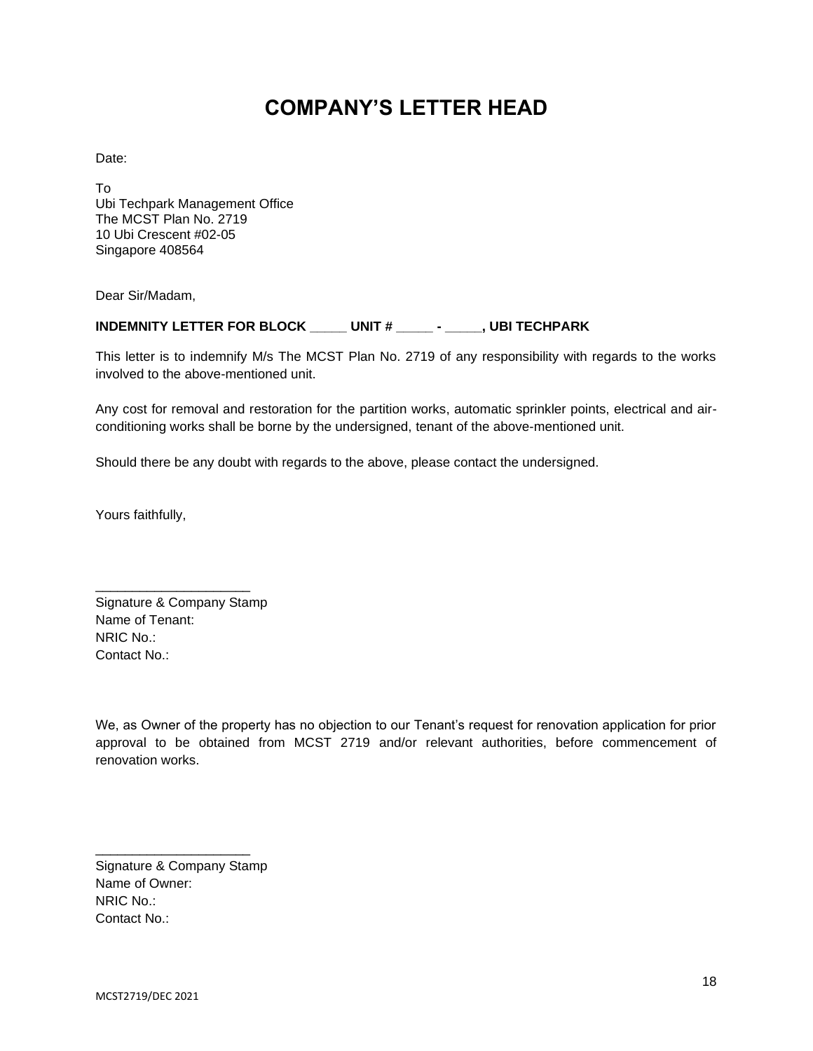# COMPANY'S LETTER HEAD

Date:

To
Ubi Techpark Management Office
The MCST Plan No. 2719
10 Ubi Crescent #02-05
Singapore 408564

Dear Sir/Madam,

**INDEMNITY LETTER FOR BLOCK _____ UNIT # _____ - _____, UBI TECHPARK**

This letter is to indemnify M/s The MCST Plan No. 2719 of any responsibility with regards to the works involved to the above-mentioned unit.

Any cost for removal and restoration for the partition works, automatic sprinkler points, electrical and air-conditioning works shall be borne by the undersigned, tenant of the above-mentioned unit.

Should there be any doubt with regards to the above, please contact the undersigned.

Yours faithfully,

_____________________
Signature & Company Stamp
Name of Tenant:
NRIC No.:
Contact No.:

We, as Owner of the property has no objection to our Tenant's request for renovation application for prior approval to be obtained from MCST 2719 and/or relevant authorities, before commencement of renovation works.

_____________________
Signature & Company Stamp
Name of Owner:
NRIC No.:
Contact No.:

MCST2719/DEC 2021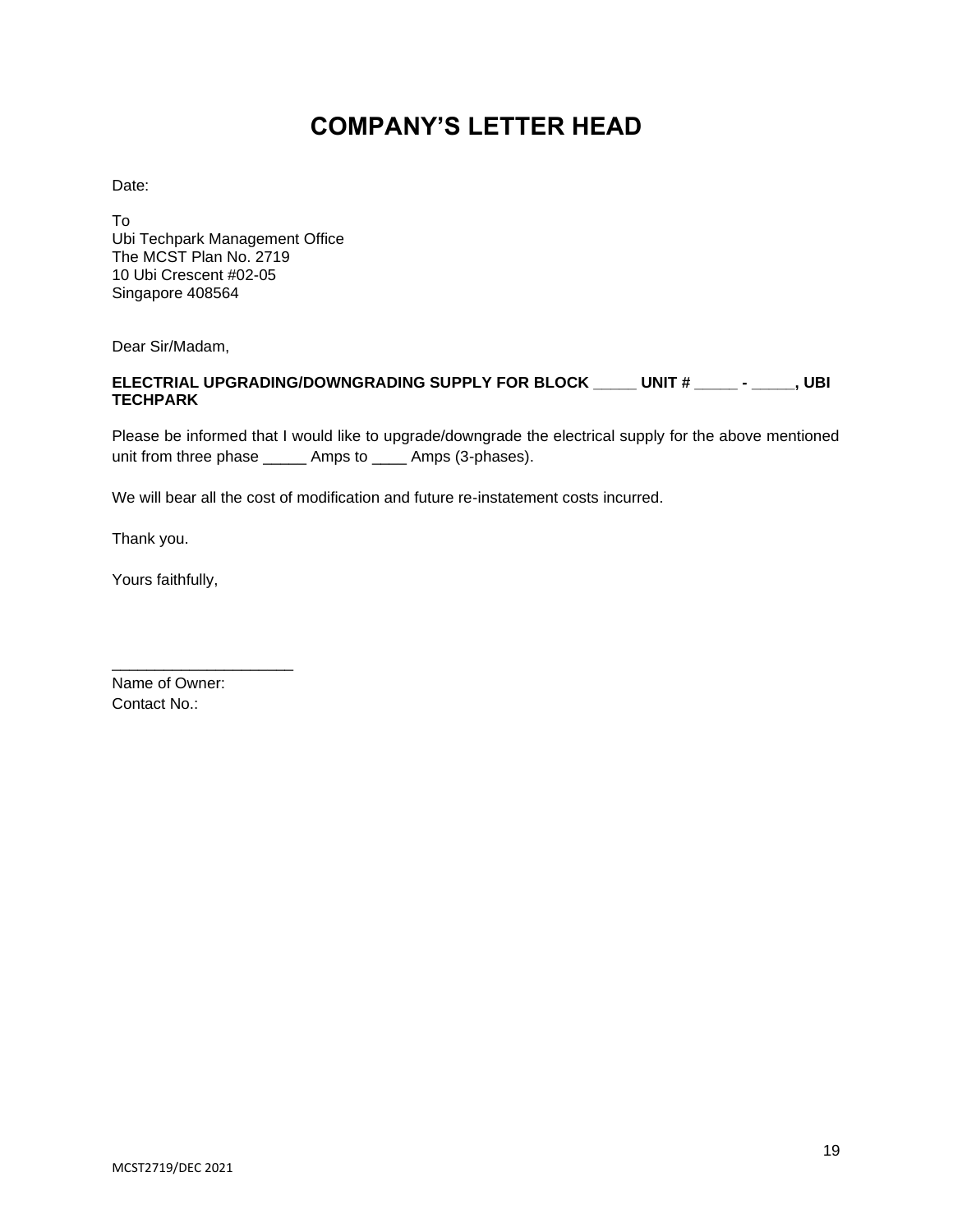# COMPANY'S LETTER HEAD

Date:

To
Ubi Techpark Management Office
The MCST Plan No. 2719
10 Ubi Crescent #02-05
Singapore 408564

Dear Sir/Madam,

**ELECTRIAL UPGRADING/DOWNGRADING SUPPLY FOR BLOCK _____ UNIT # _____ - _____, UBI TECHPARK**

Please be informed that I would like to upgrade/downgrade the electrical supply for the above mentioned unit from three phase _____ Amps to ____ Amps (3-phases).

We will bear all the cost of modification and future re-instatement costs incurred.

Thank you.

Yours faithfully,

_____________________
Name of Owner:
Contact No.:

MCST2719/DEC 2021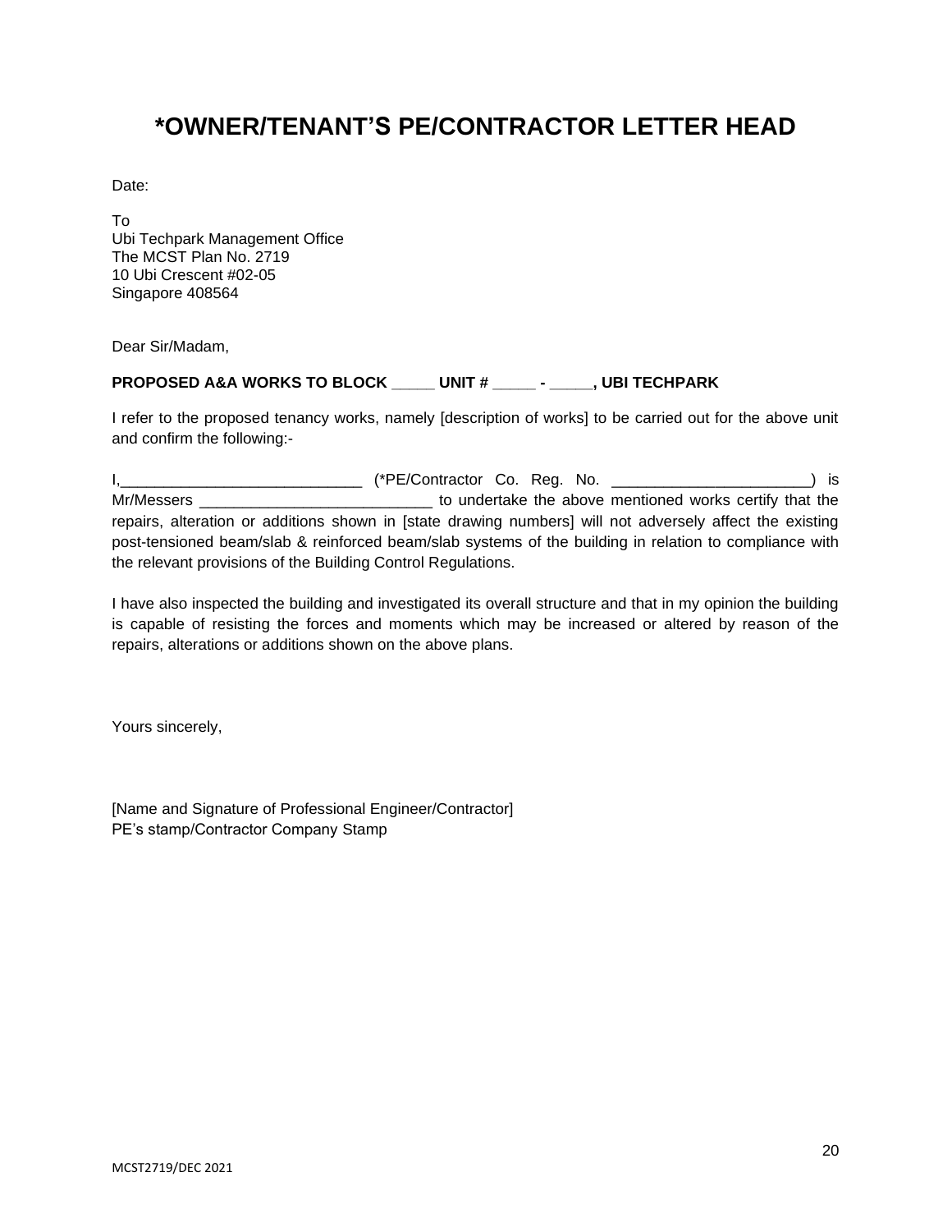# *OWNER/TENANT'S PE/CONTRACTOR LETTER HEAD

Date:

To
Ubi Techpark Management Office
The MCST Plan No. 2719
10 Ubi Crescent #02-05
Singapore 408564

Dear Sir/Madam,

**PROPOSED A&A WORKS TO BLOCK _____ UNIT # _____ - _____, UBI TECHPARK**

I refer to the proposed tenancy works, namely [description of works] to be carried out for the above unit and confirm the following:-

I,____________________________ (*PE/Contractor Co. Reg. No. _______________________) is Mr/Messers ___________________________ to undertake the above mentioned works certify that the repairs, alteration or additions shown in [state drawing numbers] will not adversely affect the existing post-tensioned beam/slab & reinforced beam/slab systems of the building in relation to compliance with the relevant provisions of the Building Control Regulations.

I have also inspected the building and investigated its overall structure and that in my opinion the building is capable of resisting the forces and moments which may be increased or altered by reason of the repairs, alterations or additions shown on the above plans.

Yours sincerely,

[Name and Signature of Professional Engineer/Contractor]
PE's stamp/Contractor Company Stamp

MCST2719/DEC 2021